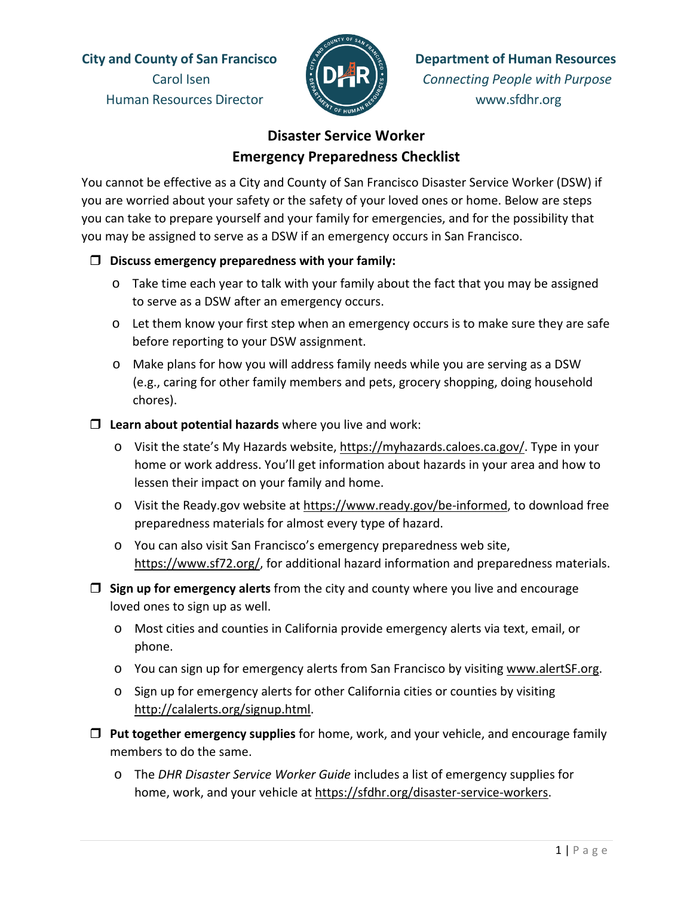**City and County of San Francisco**
Carol Isen
Human Resources Director

**Department of Human Resources**
*Connecting People with Purpose*
www.sfdhr.org

# Disaster Service Worker Emergency Preparedness Checklist

You cannot be effective as a City and County of San Francisco Disaster Service Worker (DSW) if you are worried about your safety or the safety of your loved ones or home. Below are steps you can take to prepare yourself and your family for emergencies, and for the possibility that you may be assigned to serve as a DSW if an emergency occurs in San Francisco.

- ☐ **Discuss emergency preparedness with your family:**
  - Take time each year to talk with your family about the fact that you may be assigned to serve as a DSW after an emergency occurs.
  - Let them know your first step when an emergency occurs is to make sure they are safe before reporting to your DSW assignment.
  - Make plans for how you will address family needs while you are serving as a DSW (e.g., caring for other family members and pets, grocery shopping, doing household chores).
- ☐ **Learn about potential hazards** where you live and work:
  - Visit the state's My Hazards website, https://myhazards.caloes.ca.gov/. Type in your home or work address. You'll get information about hazards in your area and how to lessen their impact on your family and home.
  - Visit the Ready.gov website at https://www.ready.gov/be-informed, to download free preparedness materials for almost every type of hazard.
  - You can also visit San Francisco's emergency preparedness web site, https://www.sf72.org/, for additional hazard information and preparedness materials.
- ☐ **Sign up for emergency alerts** from the city and county where you live and encourage loved ones to sign up as well.
  - Most cities and counties in California provide emergency alerts via text, email, or phone.
  - You can sign up for emergency alerts from San Francisco by visiting www.alertSF.org.
  - Sign up for emergency alerts for other California cities or counties by visiting http://calalerts.org/signup.html.
- ☐ **Put together emergency supplies** for home, work, and your vehicle, and encourage family members to do the same.
  - The *DHR Disaster Service Worker Guide* includes a list of emergency supplies for home, work, and your vehicle at https://sfdhr.org/disaster-service-workers.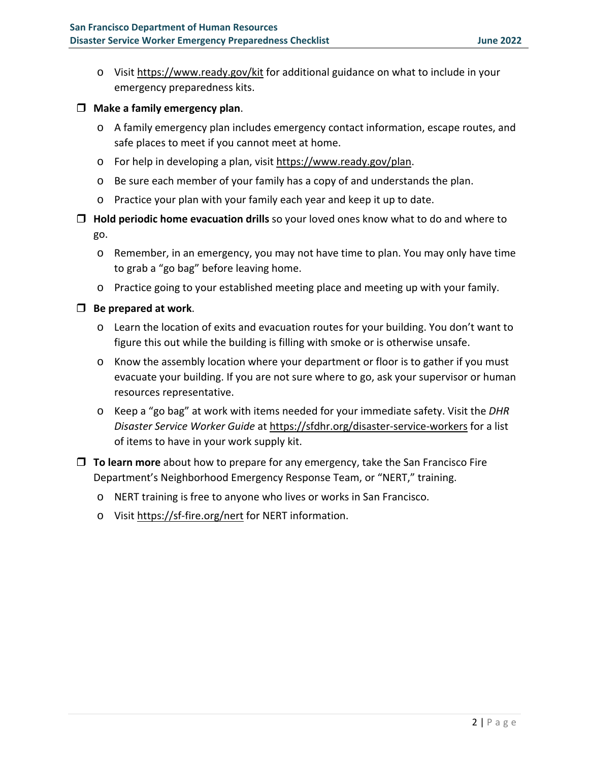- Visit https://www.ready.gov/kit for additional guidance on what to include in your emergency preparedness kits.

- [ ] **Make a family emergency plan**.
  - A family emergency plan includes emergency contact information, escape routes, and safe places to meet if you cannot meet at home.
  - For help in developing a plan, visit https://www.ready.gov/plan.
  - Be sure each member of your family has a copy of and understands the plan.
  - Practice your plan with your family each year and keep it up to date.

- [ ] **Hold periodic home evacuation drills** so your loved ones know what to do and where to go.
  - Remember, in an emergency, you may not have time to plan. You may only have time to grab a "go bag" before leaving home.
  - Practice going to your established meeting place and meeting up with your family.

- [ ] **Be prepared at work**.
  - Learn the location of exits and evacuation routes for your building. You don't want to figure this out while the building is filling with smoke or is otherwise unsafe.
  - Know the assembly location where your department or floor is to gather if you must evacuate your building. If you are not sure where to go, ask your supervisor or human resources representative.
  - Keep a "go bag" at work with items needed for your immediate safety. Visit the *DHR Disaster Service Worker Guide* at https://sfdhr.org/disaster-service-workers for a list of items to have in your work supply kit.

- [ ] **To learn more** about how to prepare for any emergency, take the San Francisco Fire Department's Neighborhood Emergency Response Team, or "NERT," training.
  - NERT training is free to anyone who lives or works in San Francisco.
  - Visit https://sf-fire.org/nert for NERT information.